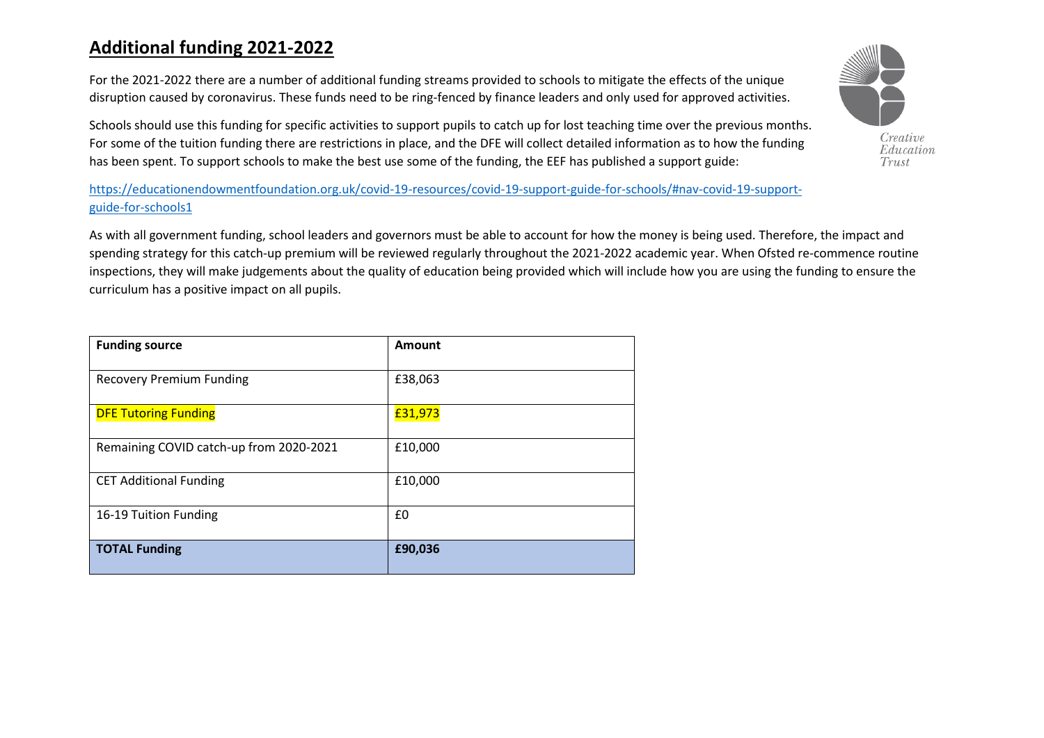# **Additional funding 2021-2022**

For the 2021-2022 there are a number of additional funding streams provided to schools to mitigate the effects of the unique disruption caused by coronavirus. These funds need to be ring-fenced by finance leaders and only used for approved activities.

Schools should use this funding for specific activities to support pupils to catch up for lost teaching time over the previous months. For some of the tuition funding there are restrictions in place, and the DFE will collect detailed information as to how the funding has been spent. To support schools to make the best use some of the funding, the EEF has published a support guide:

https://educationendowmentfoundation.org.uk/covid-19-resources/covid-19-support-guide-for-schools/#nav-covid-19-support-guide-for-schools1

As with all government funding, school leaders and governors must be able to account for how the money is being used. Therefore, the impact and spending strategy for this catch-up premium will be reviewed regularly throughout the 2021-2022 academic year. When Ofsted re-commence routine inspections, they will make judgements about the quality of education being provided which will include how you are using the funding to ensure the curriculum has a positive impact on all pupils.

| **Funding source** | **Amount** |
|---|---|
| Recovery Premium Funding | £38,063 |
| DFE Tutoring Funding | £31,973 |
| Remaining COVID catch-up from 2020-2021 | £10,000 |
| CET Additional Funding | £10,000 |
| 16-19 Tuition Funding | £0 |
| **TOTAL Funding** | **£90,036** |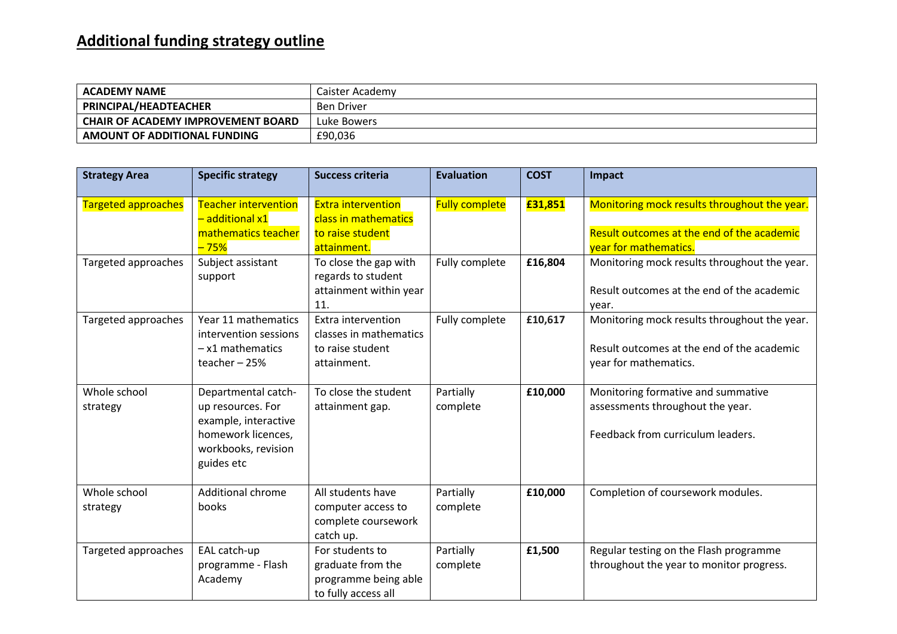## Additional funding strategy outline

| ACADEMY NAME | Caister Academy |
|---|---|
| PRINCIPAL/HEADTEACHER | Ben Driver |
| CHAIR OF ACADEMY IMPROVEMENT BOARD | Luke Bowers |
| AMOUNT OF ADDITIONAL FUNDING | £90,036 |

| Strategy Area | Specific strategy | Success criteria | Evaluation | COST | Impact |
|---|---|---|---|---|---|
| Targeted approaches | Teacher intervention – additional x1 mathematics teacher – 75% | Extra intervention class in mathematics to raise student attainment. | Fully complete | **£31,851** | Monitoring mock results throughout the year.<br><br>Result outcomes at the end of the academic year for mathematics. |
| Targeted approaches | Subject assistant support | To close the gap with regards to student attainment within year 11. | Fully complete | **£16,804** | Monitoring mock results throughout the year.<br><br>Result outcomes at the end of the academic year. |
| Targeted approaches | Year 11 mathematics intervention sessions – x1 mathematics teacher – 25% | Extra intervention classes in mathematics to raise student attainment. | Fully complete | **£10,617** | Monitoring mock results throughout the year.<br><br>Result outcomes at the end of the academic year for mathematics. |
| Whole school strategy | Departmental catch-up resources. For example, interactive homework licences, workbooks, revision guides etc | To close the student attainment gap. | Partially complete | **£10,000** | Monitoring formative and summative assessments throughout the year.<br><br>Feedback from curriculum leaders. |
| Whole school strategy | Additional chrome books | All students have computer access to complete coursework catch up. | Partially complete | **£10,000** | Completion of coursework modules. |
| Targeted approaches | EAL catch-up programme - Flash Academy | For students to graduate from the programme being able to fully access all | Partially complete | **£1,500** | Regular testing on the Flash programme throughout the year to monitor progress. |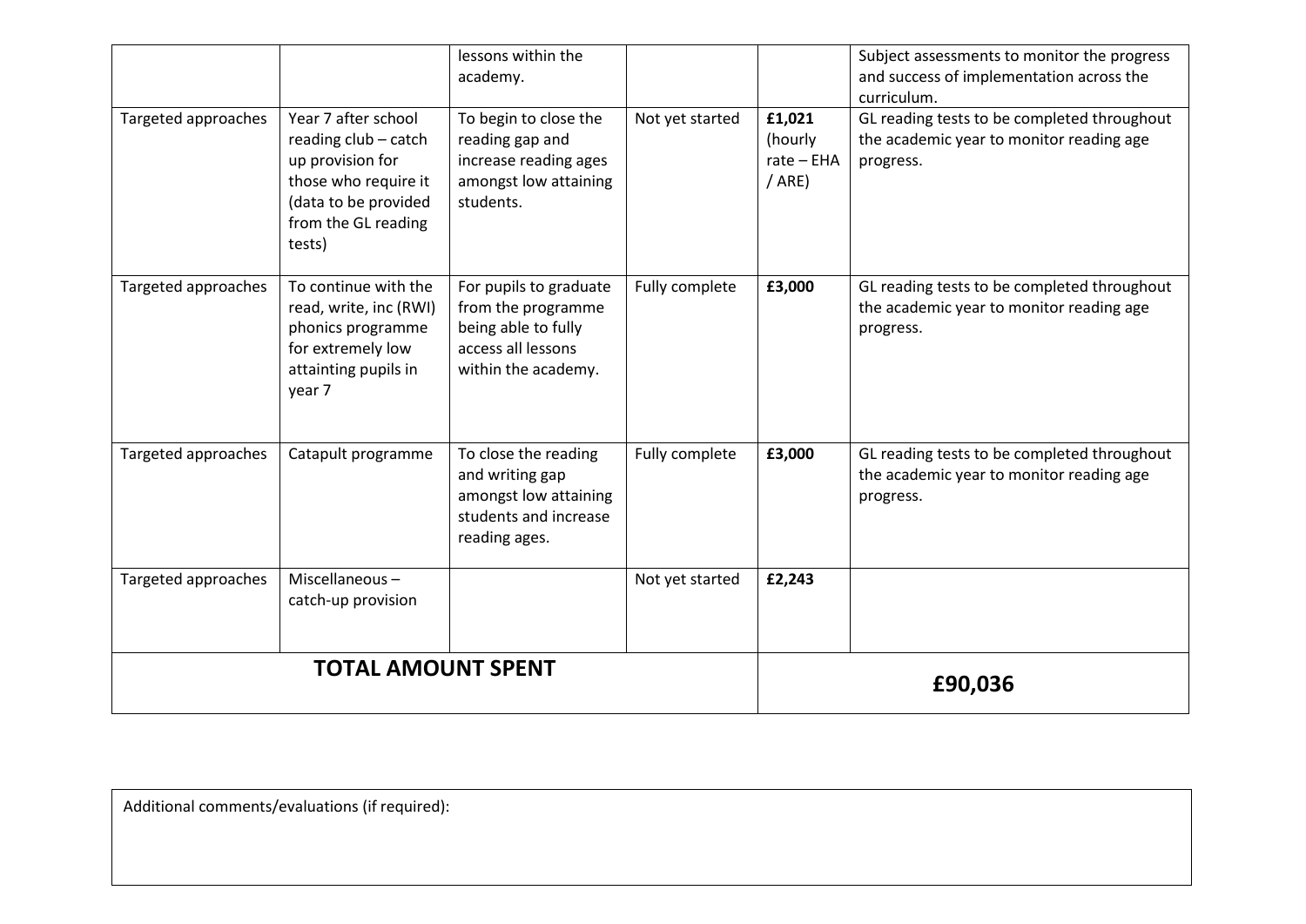| | | | | | |
|---|---|---|---|---|---|
| | | lessons within the academy. | | | Subject assessments to monitor the progress and success of implementation across the curriculum. |
| Targeted approaches | Year 7 after school reading club – catch up provision for those who require it (data to be provided from the GL reading tests) | To begin to close the reading gap and increase reading ages amongst low attaining students. | Not yet started | **£1,021** (hourly rate – EHA / ARE) | GL reading tests to be completed throughout the academic year to monitor reading age progress. |
| Targeted approaches | To continue with the read, write, inc (RWI) phonics programme for extremely low attainting pupils in year 7 | For pupils to graduate from the programme being able to fully access all lessons within the academy. | Fully complete | **£3,000** | GL reading tests to be completed throughout the academic year to monitor reading age progress. |
| Targeted approaches | Catapult programme | To close the reading and writing gap amongst low attaining students and increase reading ages. | Fully complete | **£3,000** | GL reading tests to be completed throughout the academic year to monitor reading age progress. |
| Targeted approaches | Miscellaneous – catch-up provision | | Not yet started | **£2,243** | |
| **TOTAL AMOUNT SPENT** | | | | **£90,036** | |

| |
|---|
| Additional comments/evaluations (if required): |